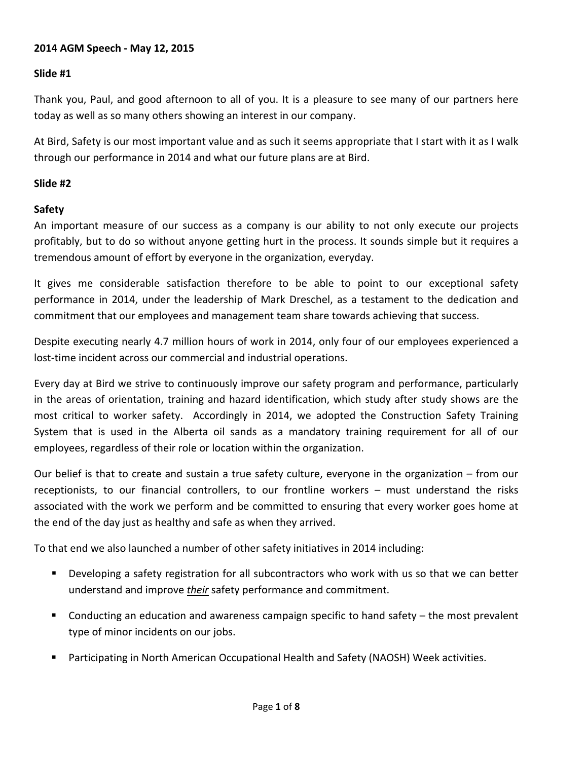**2014 AGM Speech - May 12, 2015**

**Slide #1**

Thank you, Paul, and good afternoon to all of you. It is a pleasure to see many of our partners here today as well as so many others showing an interest in our company.

At Bird, Safety is our most important value and as such it seems appropriate that I start with it as I walk through our performance in 2014 and what our future plans are at Bird.

**Slide #2**

**Safety**

An important measure of our success as a company is our ability to not only execute our projects profitably, but to do so without anyone getting hurt in the process. It sounds simple but it requires a tremendous amount of effort by everyone in the organization, everyday.

It gives me considerable satisfaction therefore to be able to point to our exceptional safety performance in 2014, under the leadership of Mark Dreschel, as a testament to the dedication and commitment that our employees and management team share towards achieving that success.

Despite executing nearly 4.7 million hours of work in 2014, only four of our employees experienced a lost-time incident across our commercial and industrial operations.

Every day at Bird we strive to continuously improve our safety program and performance, particularly in the areas of orientation, training and hazard identification, which study after study shows are the most critical to worker safety. Accordingly in 2014, we adopted the Construction Safety Training System that is used in the Alberta oil sands as a mandatory training requirement for all of our employees, regardless of their role or location within the organization.

Our belief is that to create and sustain a true safety culture, everyone in the organization – from our receptionists, to our financial controllers, to our frontline workers – must understand the risks associated with the work we perform and be committed to ensuring that every worker goes home at the end of the day just as healthy and safe as when they arrived.

To that end we also launched a number of other safety initiatives in 2014 including:

- Developing a safety registration for all subcontractors who work with us so that we can better understand and improve ***their*** safety performance and commitment.
- Conducting an education and awareness campaign specific to hand safety – the most prevalent type of minor incidents on our jobs.
- Participating in North American Occupational Health and Safety (NAOSH) Week activities.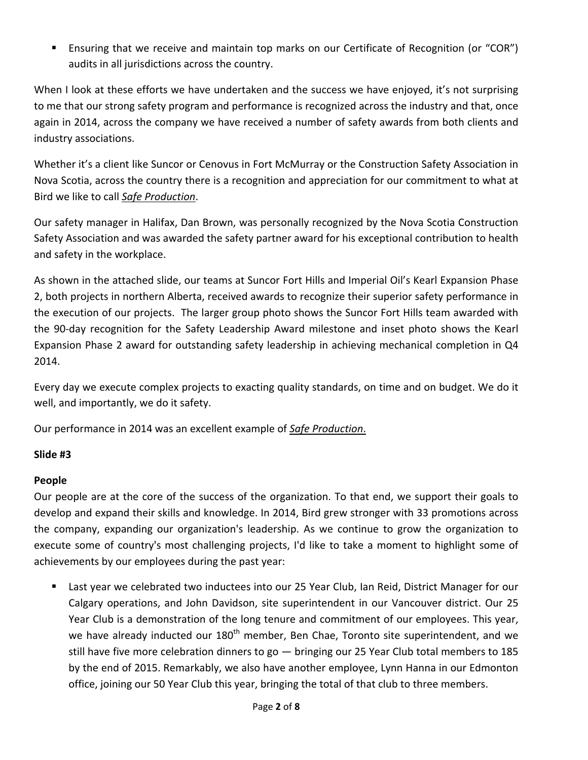- Ensuring that we receive and maintain top marks on our Certificate of Recognition (or "COR") audits in all jurisdictions across the country.

When I look at these efforts we have undertaken and the success we have enjoyed, it's not surprising to me that our strong safety program and performance is recognized across the industry and that, once again in 2014, across the company we have received a number of safety awards from both clients and industry associations.

Whether it's a client like Suncor or Cenovus in Fort McMurray or the Construction Safety Association in Nova Scotia, across the country there is a recognition and appreciation for our commitment to what at Bird we like to call ***Safe Production***.

Our safety manager in Halifax, Dan Brown, was personally recognized by the Nova Scotia Construction Safety Association and was awarded the safety partner award for his exceptional contribution to health and safety in the workplace.

As shown in the attached slide, our teams at Suncor Fort Hills and Imperial Oil's Kearl Expansion Phase 2, both projects in northern Alberta, received awards to recognize their superior safety performance in the execution of our projects. The larger group photo shows the Suncor Fort Hills team awarded with the 90-day recognition for the Safety Leadership Award milestone and inset photo shows the Kearl Expansion Phase 2 award for outstanding safety leadership in achieving mechanical completion in Q4 2014.

Every day we execute complex projects to exacting quality standards, on time and on budget. We do it well, and importantly, we do it safety.

Our performance in 2014 was an excellent example of ***Safe Production***.

**Slide #3**

**People**

Our people are at the core of the success of the organization. To that end, we support their goals to develop and expand their skills and knowledge. In 2014, Bird grew stronger with 33 promotions across the company, expanding our organization's leadership. As we continue to grow the organization to execute some of country's most challenging projects, I'd like to take a moment to highlight some of achievements by our employees during the past year:

- Last year we celebrated two inductees into our 25 Year Club, Ian Reid, District Manager for our Calgary operations, and John Davidson, site superintendent in our Vancouver district. Our 25 Year Club is a demonstration of the long tenure and commitment of our employees. This year, we have already inducted our 180th member, Ben Chae, Toronto site superintendent, and we still have five more celebration dinners to go — bringing our 25 Year Club total members to 185 by the end of 2015. Remarkably, we also have another employee, Lynn Hanna in our Edmonton office, joining our 50 Year Club this year, bringing the total of that club to three members.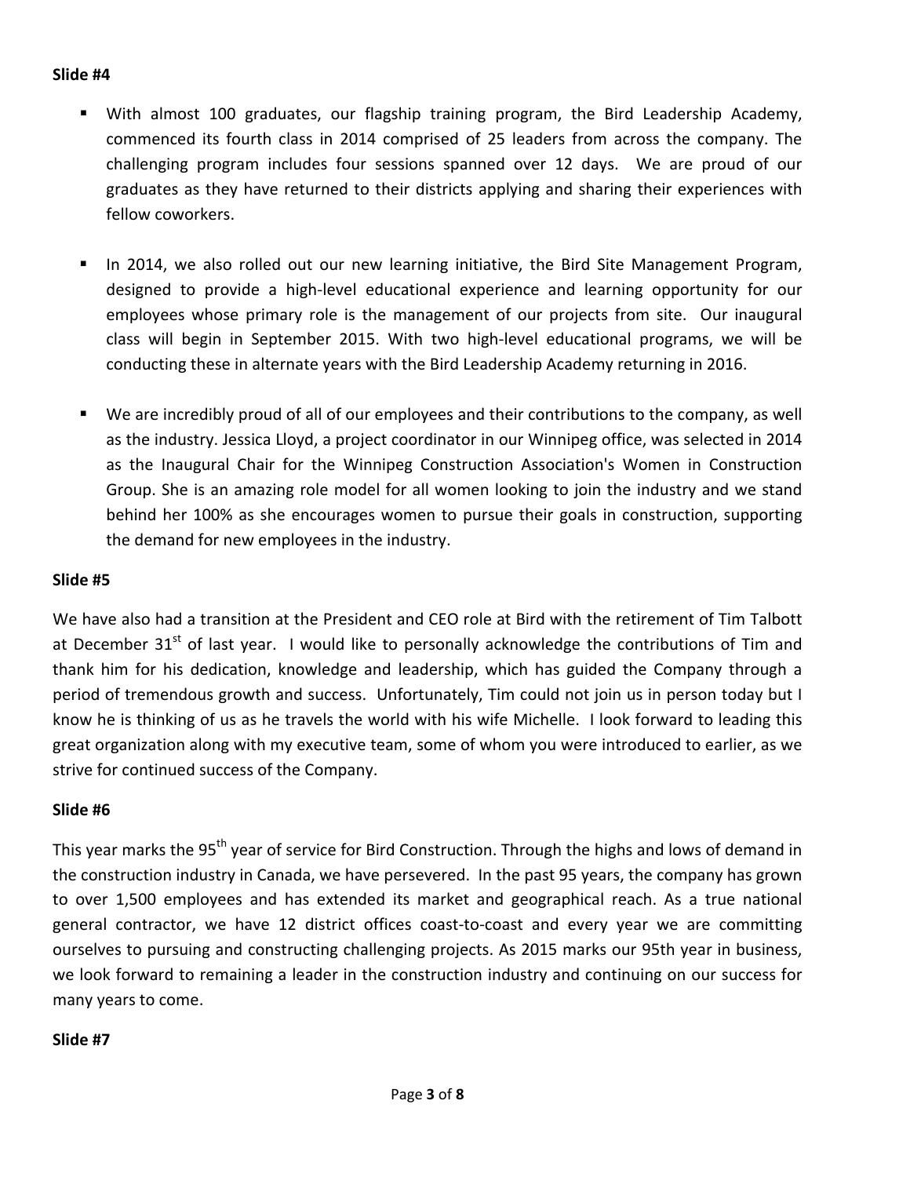**Slide #4**

- With almost 100 graduates, our flagship training program, the Bird Leadership Academy, commenced its fourth class in 2014 comprised of 25 leaders from across the company. The challenging program includes four sessions spanned over 12 days. We are proud of our graduates as they have returned to their districts applying and sharing their experiences with fellow coworkers.

- In 2014, we also rolled out our new learning initiative, the Bird Site Management Program, designed to provide a high-level educational experience and learning opportunity for our employees whose primary role is the management of our projects from site. Our inaugural class will begin in September 2015. With two high-level educational programs, we will be conducting these in alternate years with the Bird Leadership Academy returning in 2016.

- We are incredibly proud of all of our employees and their contributions to the company, as well as the industry. Jessica Lloyd, a project coordinator in our Winnipeg office, was selected in 2014 as the Inaugural Chair for the Winnipeg Construction Association's Women in Construction Group. She is an amazing role model for all women looking to join the industry and we stand behind her 100% as she encourages women to pursue their goals in construction, supporting the demand for new employees in the industry.

**Slide #5**

We have also had a transition at the President and CEO role at Bird with the retirement of Tim Talbott at December 31st of last year. I would like to personally acknowledge the contributions of Tim and thank him for his dedication, knowledge and leadership, which has guided the Company through a period of tremendous growth and success. Unfortunately, Tim could not join us in person today but I know he is thinking of us as he travels the world with his wife Michelle. I look forward to leading this great organization along with my executive team, some of whom you were introduced to earlier, as we strive for continued success of the Company.

**Slide #6**

This year marks the 95th year of service for Bird Construction. Through the highs and lows of demand in the construction industry in Canada, we have persevered. In the past 95 years, the company has grown to over 1,500 employees and has extended its market and geographical reach. As a true national general contractor, we have 12 district offices coast-to-coast and every year we are committing ourselves to pursuing and constructing challenging projects. As 2015 marks our 95th year in business, we look forward to remaining a leader in the construction industry and continuing on our success for many years to come.

**Slide #7**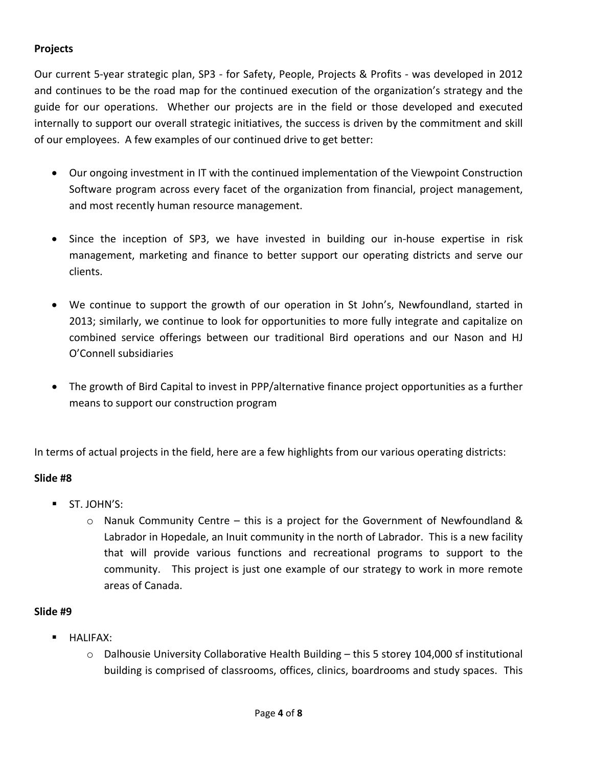**Projects**

Our current 5-year strategic plan, SP3 - for Safety, People, Projects & Profits - was developed in 2012 and continues to be the road map for the continued execution of the organization's strategy and the guide for our operations. Whether our projects are in the field or those developed and executed internally to support our overall strategic initiatives, the success is driven by the commitment and skill of our employees. A few examples of our continued drive to get better:

- Our ongoing investment in IT with the continued implementation of the Viewpoint Construction Software program across every facet of the organization from financial, project management, and most recently human resource management.

- Since the inception of SP3, we have invested in building our in-house expertise in risk management, marketing and finance to better support our operating districts and serve our clients.

- We continue to support the growth of our operation in St John's, Newfoundland, started in 2013; similarly, we continue to look for opportunities to more fully integrate and capitalize on combined service offerings between our traditional Bird operations and our Nason and HJ O'Connell subsidiaries

- The growth of Bird Capital to invest in PPP/alternative finance project opportunities as a further means to support our construction program

In terms of actual projects in the field, here are a few highlights from our various operating districts:

**Slide #8**

- ST. JOHN'S:
    - Nanuk Community Centre – this is a project for the Government of Newfoundland & Labrador in Hopedale, an Inuit community in the north of Labrador. This is a new facility that will provide various functions and recreational programs to support to the community. This project is just one example of our strategy to work in more remote areas of Canada.

**Slide #9**

- HALIFAX:
    - Dalhousie University Collaborative Health Building – this 5 storey 104,000 sf institutional building is comprised of classrooms, offices, clinics, boardrooms and study spaces. This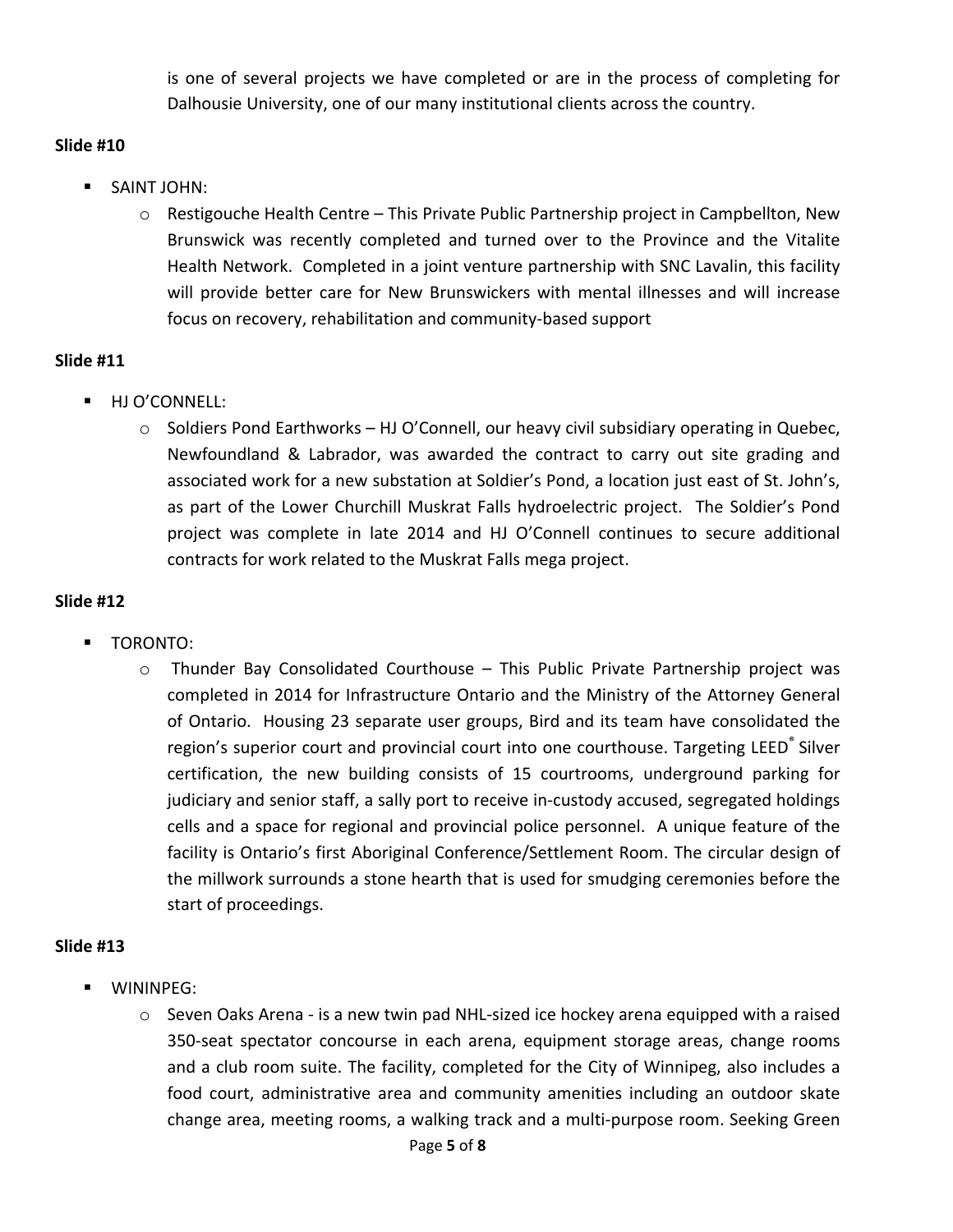is one of several projects we have completed or are in the process of completing for Dalhousie University, one of our many institutional clients across the country.

**Slide #10**

- SAINT JOHN:
  - Restigouche Health Centre – This Private Public Partnership project in Campbellton, New Brunswick was recently completed and turned over to the Province and the Vitalite Health Network. Completed in a joint venture partnership with SNC Lavalin, this facility will provide better care for New Brunswickers with mental illnesses and will increase focus on recovery, rehabilitation and community-based support

**Slide #11**

- HJ O'CONNELL:
  - Soldiers Pond Earthworks – HJ O'Connell, our heavy civil subsidiary operating in Quebec, Newfoundland & Labrador, was awarded the contract to carry out site grading and associated work for a new substation at Soldier's Pond, a location just east of St. John's, as part of the Lower Churchill Muskrat Falls hydroelectric project. The Soldier's Pond project was complete in late 2014 and HJ O'Connell continues to secure additional contracts for work related to the Muskrat Falls mega project.

**Slide #12**

- TORONTO:
  - Thunder Bay Consolidated Courthouse – This Public Private Partnership project was completed in 2014 for Infrastructure Ontario and the Ministry of the Attorney General of Ontario. Housing 23 separate user groups, Bird and its team have consolidated the region's superior court and provincial court into one courthouse. Targeting LEED® Silver certification, the new building consists of 15 courtrooms, underground parking for judiciary and senior staff, a sally port to receive in-custody accused, segregated holdings cells and a space for regional and provincial police personnel. A unique feature of the facility is Ontario's first Aboriginal Conference/Settlement Room. The circular design of the millwork surrounds a stone hearth that is used for smudging ceremonies before the start of proceedings.

**Slide #13**

- WININPEG:
  - Seven Oaks Arena - is a new twin pad NHL-sized ice hockey arena equipped with a raised 350-seat spectator concourse in each arena, equipment storage areas, change rooms and a club room suite. The facility, completed for the City of Winnipeg, also includes a food court, administrative area and community amenities including an outdoor skate change area, meeting rooms, a walking track and a multi-purpose room. Seeking Green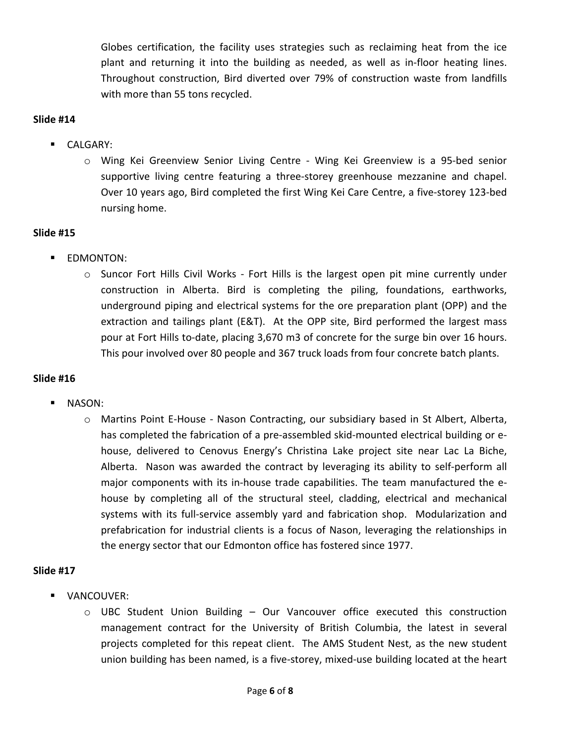Globes certification, the facility uses strategies such as reclaiming heat from the ice plant and returning it into the building as needed, as well as in-floor heating lines. Throughout construction, Bird diverted over 79% of construction waste from landfills with more than 55 tons recycled.

**Slide #14**

- CALGARY:
  - Wing Kei Greenview Senior Living Centre - Wing Kei Greenview is a 95-bed senior supportive living centre featuring a three-storey greenhouse mezzanine and chapel. Over 10 years ago, Bird completed the first Wing Kei Care Centre, a five-storey 123-bed nursing home.

**Slide #15**

- EDMONTON:
  - Suncor Fort Hills Civil Works - Fort Hills is the largest open pit mine currently under construction in Alberta. Bird is completing the piling, foundations, earthworks, underground piping and electrical systems for the ore preparation plant (OPP) and the extraction and tailings plant (E&T). At the OPP site, Bird performed the largest mass pour at Fort Hills to-date, placing 3,670 m3 of concrete for the surge bin over 16 hours. This pour involved over 80 people and 367 truck loads from four concrete batch plants.

**Slide #16**

- NASON:
  - Martins Point E-House - Nason Contracting, our subsidiary based in St Albert, Alberta, has completed the fabrication of a pre-assembled skid-mounted electrical building or e-house, delivered to Cenovus Energy's Christina Lake project site near Lac La Biche, Alberta. Nason was awarded the contract by leveraging its ability to self-perform all major components with its in-house trade capabilities. The team manufactured the e-house by completing all of the structural steel, cladding, electrical and mechanical systems with its full-service assembly yard and fabrication shop. Modularization and prefabrication for industrial clients is a focus of Nason, leveraging the relationships in the energy sector that our Edmonton office has fostered since 1977.

**Slide #17**

- VANCOUVER:
  - UBC Student Union Building – Our Vancouver office executed this construction management contract for the University of British Columbia, the latest in several projects completed for this repeat client. The AMS Student Nest, as the new student union building has been named, is a five-storey, mixed-use building located at the heart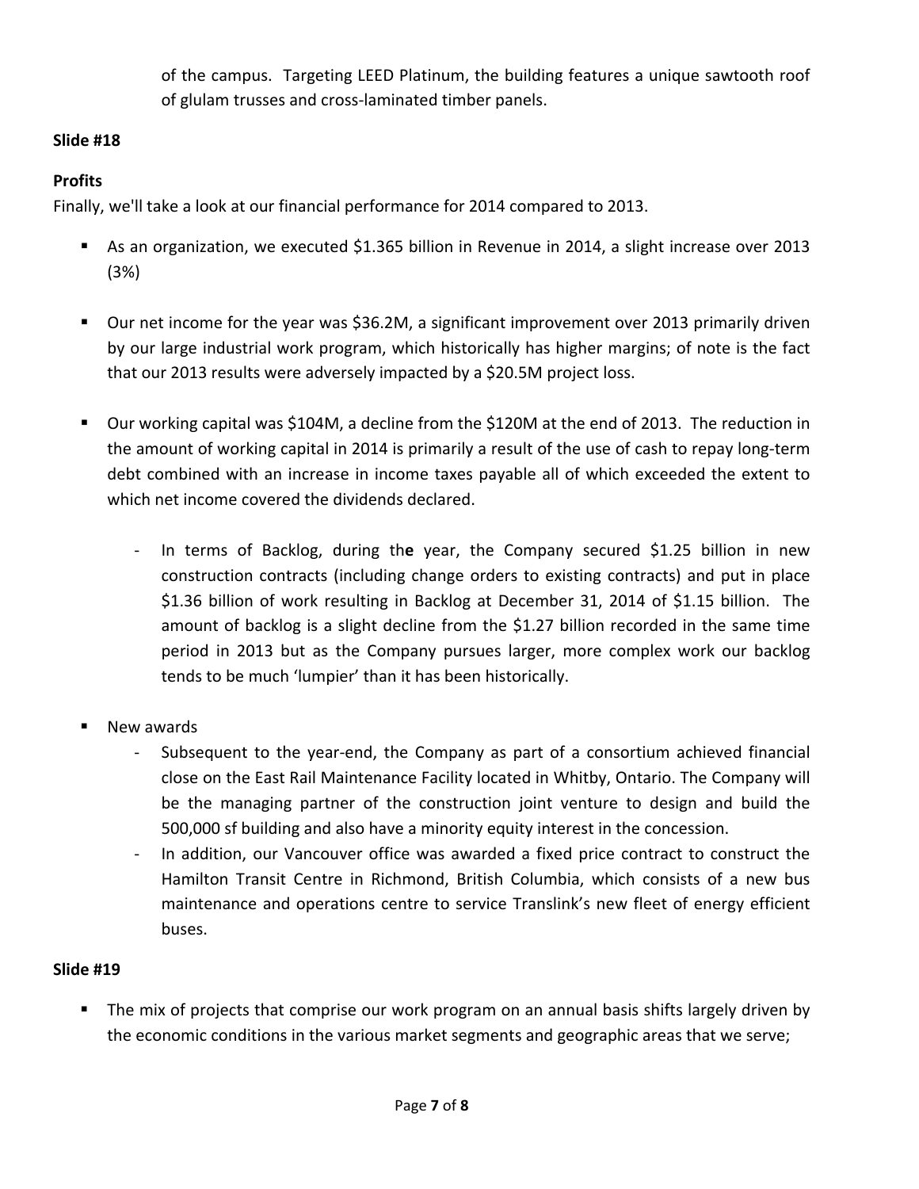of the campus. Targeting LEED Platinum, the building features a unique sawtooth roof of glulam trusses and cross-laminated timber panels.

**Slide #18**

**Profits**

Finally, we'll take a look at our financial performance for 2014 compared to 2013.

- As an organization, we executed $1.365 billion in Revenue in 2014, a slight increase over 2013 (3%)

- Our net income for the year was $36.2M, a significant improvement over 2013 primarily driven by our large industrial work program, which historically has higher margins; of note is the fact that our 2013 results were adversely impacted by a $20.5M project loss.

- Our working capital was $104M, a decline from the $120M at the end of 2013. The reduction in the amount of working capital in 2014 is primarily a result of the use of cash to repay long-term debt combined with an increase in income taxes payable all of which exceeded the extent to which net income covered the dividends declared.

  - In terms of Backlog, during th**e** year, the Company secured $1.25 billion in new construction contracts (including change orders to existing contracts) and put in place $1.36 billion of work resulting in Backlog at December 31, 2014 of $1.15 billion. The amount of backlog is a slight decline from the $1.27 billion recorded in the same time period in 2013 but as the Company pursues larger, more complex work our backlog tends to be much 'lumpier' than it has been historically.

- New awards
  - Subsequent to the year-end, the Company as part of a consortium achieved financial close on the East Rail Maintenance Facility located in Whitby, Ontario. The Company will be the managing partner of the construction joint venture to design and build the 500,000 sf building and also have a minority equity interest in the concession.
  - In addition, our Vancouver office was awarded a fixed price contract to construct the Hamilton Transit Centre in Richmond, British Columbia, which consists of a new bus maintenance and operations centre to service Translink's new fleet of energy efficient buses.

**Slide #19**

- The mix of projects that comprise our work program on an annual basis shifts largely driven by the economic conditions in the various market segments and geographic areas that we serve;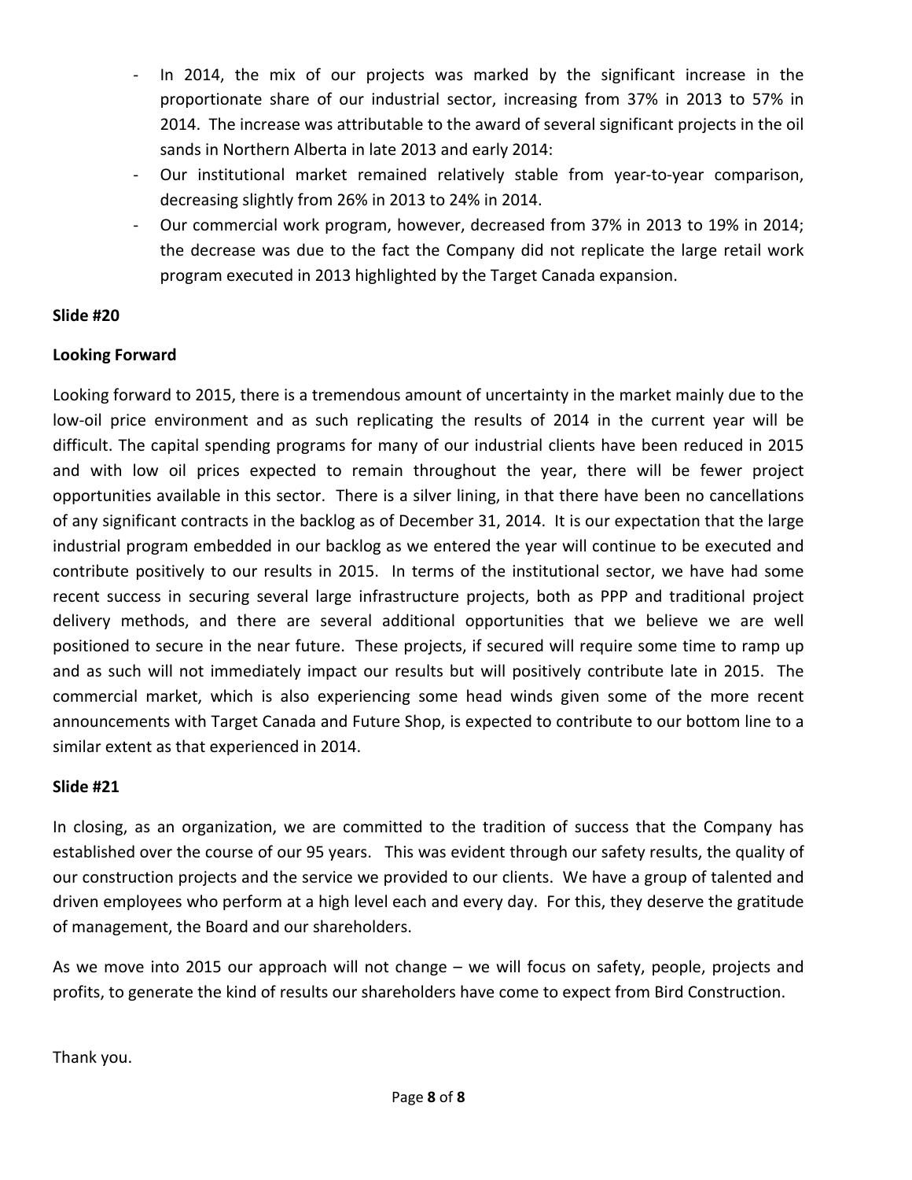- In 2014, the mix of our projects was marked by the significant increase in the proportionate share of our industrial sector, increasing from 37% in 2013 to 57% in 2014. The increase was attributable to the award of several significant projects in the oil sands in Northern Alberta in late 2013 and early 2014:
- Our institutional market remained relatively stable from year-to-year comparison, decreasing slightly from 26% in 2013 to 24% in 2014.
- Our commercial work program, however, decreased from 37% in 2013 to 19% in 2014; the decrease was due to the fact the Company did not replicate the large retail work program executed in 2013 highlighted by the Target Canada expansion.

**Slide #20**

**Looking Forward**

Looking forward to 2015, there is a tremendous amount of uncertainty in the market mainly due to the low-oil price environment and as such replicating the results of 2014 in the current year will be difficult. The capital spending programs for many of our industrial clients have been reduced in 2015 and with low oil prices expected to remain throughout the year, there will be fewer project opportunities available in this sector. There is a silver lining, in that there have been no cancellations of any significant contracts in the backlog as of December 31, 2014. It is our expectation that the large industrial program embedded in our backlog as we entered the year will continue to be executed and contribute positively to our results in 2015. In terms of the institutional sector, we have had some recent success in securing several large infrastructure projects, both as PPP and traditional project delivery methods, and there are several additional opportunities that we believe we are well positioned to secure in the near future. These projects, if secured will require some time to ramp up and as such will not immediately impact our results but will positively contribute late in 2015. The commercial market, which is also experiencing some head winds given some of the more recent announcements with Target Canada and Future Shop, is expected to contribute to our bottom line to a similar extent as that experienced in 2014.

**Slide #21**

In closing, as an organization, we are committed to the tradition of success that the Company has established over the course of our 95 years. This was evident through our safety results, the quality of our construction projects and the service we provided to our clients. We have a group of talented and driven employees who perform at a high level each and every day. For this, they deserve the gratitude of management, the Board and our shareholders.

As we move into 2015 our approach will not change – we will focus on safety, people, projects and profits, to generate the kind of results our shareholders have come to expect from Bird Construction.

Thank you.